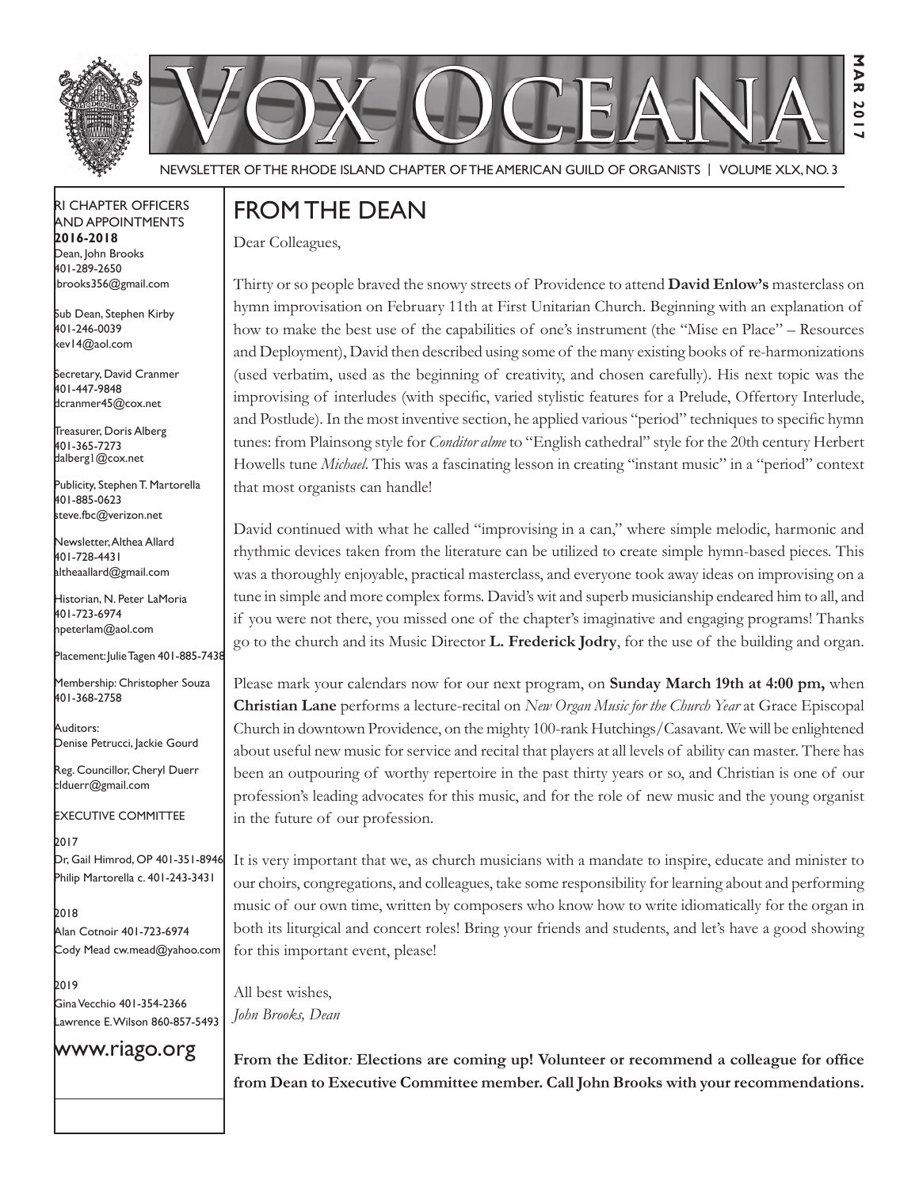# VOX OCEANA

MAR 2017

NEWSLETTER OF THE RHODE ISLAND CHAPTER OF THE AMERICAN GUILD OF ORGANISTS | VOLUME XLX, NO. 3

RI CHAPTER OFFICERS AND APPOINTMENTS
**2016-2018**

Dean, John Brooks
401-289-2650
jbrooks356@gmail.com

Sub Dean, Stephen Kirby
401-246-0039
kev14@aol.com

Secretary, David Cranmer
401-447-9848
dcranmer45@cox.net

Treasurer, Doris Alberg
401-365-7273
dalberg1@cox.net

Publicity, Stephen T. Martorella
401-885-0623
steve.fbc@verizon.net

Newsletter, Althea Allard
401-728-4431
altheaallard@gmail.com

Historian, N. Peter LaMoria
401-723-6974
npeterlam@aol.com

Placement: Julie Tagen 401-885-7438

Membership: Christopher Souza
401-368-2758

Auditors:
Denise Petrucci, Jackie Gourd

Reg. Councillor, Cheryl Duerr
clduerr@gmail.com

EXECUTIVE COMMITTEE

2017
Dr, Gail Himrod, OP 401-351-8946
Philip Martorella c. 401-243-3431

2018
Alan Cotnoir 401-723-6974
Cody Mead cw.mead@yahoo.com

2019
Gina Vecchio 401-354-2366
Lawrence E. Wilson 860-857-5493

www.riago.org

## FROM THE DEAN

Dear Colleagues,

Thirty or so people braved the snowy streets of Providence to attend **David Enlow's** masterclass on hymn improvisation on February 11th at First Unitarian Church. Beginning with an explanation of how to make the best use of the capabilities of one's instrument (the "Mise en Place" – Resources and Deployment), David then described using some of the many existing books of re-harmonizations (used verbatim, used as the beginning of creativity, and chosen carefully). His next topic was the improvising of interludes (with specific, varied stylistic features for a Prelude, Offertory Interlude, and Postlude). In the most inventive section, he applied various "period" techniques to specific hymn tunes: from Plainsong style for *Conditor alme* to "English cathedral" style for the 20th century Herbert Howells tune *Michael*. This was a fascinating lesson in creating "instant music" in a "period" context that most organists can handle!

David continued with what he called "improvising in a can," where simple melodic, harmonic and rhythmic devices taken from the literature can be utilized to create simple hymn-based pieces. This was a thoroughly enjoyable, practical masterclass, and everyone took away ideas on improvising on a tune in simple and more complex forms. David's wit and superb musicianship endeared him to all, and if you were not there, you missed one of the chapter's imaginative and engaging programs! Thanks go to the church and its Music Director **L. Frederick Jodry**, for the use of the building and organ.

Please mark your calendars now for our next program, on **Sunday March 19th at 4:00 pm,** when **Christian Lane** performs a lecture-recital on *New Organ Music for the Church Year* at Grace Episcopal Church in downtown Providence, on the mighty 100-rank Hutchings/Casavant. We will be enlightened about useful new music for service and recital that players at all levels of ability can master. There has been an outpouring of worthy repertoire in the past thirty years or so, and Christian is one of our profession's leading advocates for this music, and for the role of new music and the young organist in the future of our profession.

It is very important that we, as church musicians with a mandate to inspire, educate and minister to our choirs, congregations, and colleagues, take some responsibility for learning about and performing music of our own time, written by composers who know how to write idiomatically for the organ in both its liturgical and concert roles! Bring your friends and students, and let's have a good showing for this important event, please!

All best wishes,
*John Brooks, Dean*

**From the Editor: Elections are coming up! Volunteer or recommend a colleague for office from Dean to Executive Committee member. Call John Brooks with your recommendations.**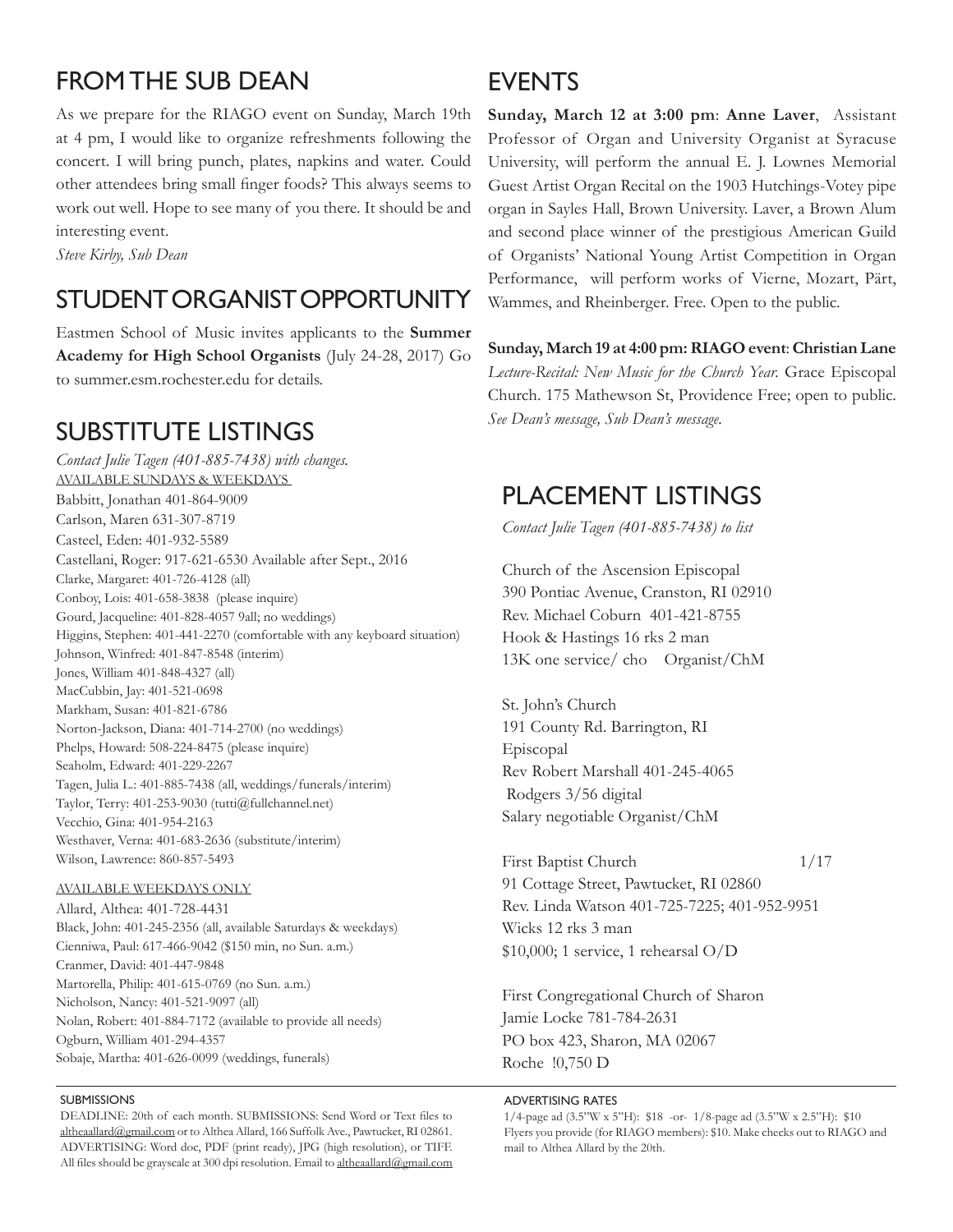## FROM THE SUB DEAN

As we prepare for the RIAGO event on Sunday, March 19th at 4 pm, I would like to organize refreshments following the concert. I will bring punch, plates, napkins and water. Could other attendees bring small finger foods? This always seems to work out well. Hope to see many of you there. It should be and interesting event.

*Steve Kirby, Sub Dean*

## STUDENT ORGANIST OPPORTUNITY

Eastmen School of Music invites applicants to the **Summer Academy for High School Organists** (July 24-28, 2017) Go to summer.esm.rochester.edu for details.

## SUBSTITUTE LISTINGS

*Contact Julie Tagen (401-885-7438) with changes.*

AVAILABLE SUNDAYS & WEEKDAYS

Babbitt, Jonathan 401-864-9009
Carlson, Maren 631-307-8719
Casteel, Eden: 401-932-5589
Castellani, Roger: 917-621-6530 Available after Sept., 2016
Clarke, Margaret: 401-726-4128 (all)
Conboy, Lois: 401-658-3838 (please inquire)
Gourd, Jacqueline: 401-828-4057 9all; no weddings)
Higgins, Stephen: 401-441-2270 (comfortable with any keyboard situation)
Johnson, Winfred: 401-847-8548 (interim)
Jones, William 401-848-4327 (all)
MacCubbin, Jay: 401-521-0698
Markham, Susan: 401-821-6786
Norton-Jackson, Diana: 401-714-2700 (no weddings)
Phelps, Howard: 508-224-8475 (please inquire)
Seaholm, Edward: 401-229-2267
Tagen, Julia L.: 401-885-7438 (all, weddings/funerals/interim)
Taylor, Terry: 401-253-9030 (tutti@fullchannel.net)
Vecchio, Gina: 401-954-2163
Westhaver, Verna: 401-683-2636 (substitute/interim)
Wilson, Lawrence: 860-857-5493

AVAILABLE WEEKDAYS ONLY

Allard, Althea: 401-728-4431
Black, John: 401-245-2356 (all, available Saturdays & weekdays)
Cienniwa, Paul: 617-466-9042 ($150 min, no Sun. a.m.)
Cranmer, David: 401-447-9848
Martorella, Philip: 401-615-0769 (no Sun. a.m.)
Nicholson, Nancy: 401-521-9097 (all)
Nolan, Robert: 401-884-7172 (available to provide all needs)
Ogburn, William 401-294-4357
Sobaje, Martha: 401-626-0099 (weddings, funerals)

## EVENTS

**Sunday, March 12 at 3:00 pm**: **Anne Laver**, Assistant Professor of Organ and University Organist at Syracuse University, will perform the annual E. J. Lownes Memorial Guest Artist Organ Recital on the 1903 Hutchings-Votey pipe organ in Sayles Hall, Brown University. Laver, a Brown Alum and second place winner of the prestigious American Guild of Organists' National Young Artist Competition in Organ Performance, will perform works of Vierne, Mozart, Pärt, Wammes, and Rheinberger. Free. Open to the public.

**Sunday, March 19 at 4:00 pm: RIAGO event**: **Christian Lane** *Lecture-Recital: New Music for the Church Year.* Grace Episcopal Church. 175 Mathewson St, Providence Free; open to public. *See Dean's message, Sub Dean's message.*

## PLACEMENT LISTINGS

*Contact Julie Tagen (401-885-7438) to list*

Church of the Ascension Episcopal
390 Pontiac Avenue, Cranston, RI 02910
Rev. Michael Coburn 401-421-8755
Hook & Hastings 16 rks 2 man
13K one service/ cho Organist/ChM

St. John's Church
191 County Rd. Barrington, RI
Episcopal
Rev Robert Marshall 401-245-4065
Rodgers 3/56 digital
Salary negotiable Organist/ChM

First Baptist Church 1/17
91 Cottage Street, Pawtucket, RI 02860
Rev. Linda Watson 401-725-7225; 401-952-9951
Wicks 12 rks 3 man
$10,000; 1 service, 1 rehearsal O/D

First Congregational Church of Sharon
Jamie Locke 781-784-2631
PO box 423, Sharon, MA 02067
Roche !0,750 D

SUBMISSIONS

DEADLINE: 20th of each month. SUBMISSIONS: Send Word or Text files to altheaallard@gmail.com or to Althea Allard, 166 Suffolk Ave., Pawtucket, RI 02861. ADVERTISING: Word doc, PDF (print ready), JPG (high resolution), or TIFF. All files should be grayscale at 300 dpi resolution. Email to altheaallard@gmail.com

ADVERTISING RATES

1/4-page ad (3.5"W x 5"H): $18 -or- 1/8-page ad (3.5"W x 2.5"H): $10
Flyers you provide (for RIAGO members): $10. Make checks out to RIAGO and mail to Althea Allard by the 20th.